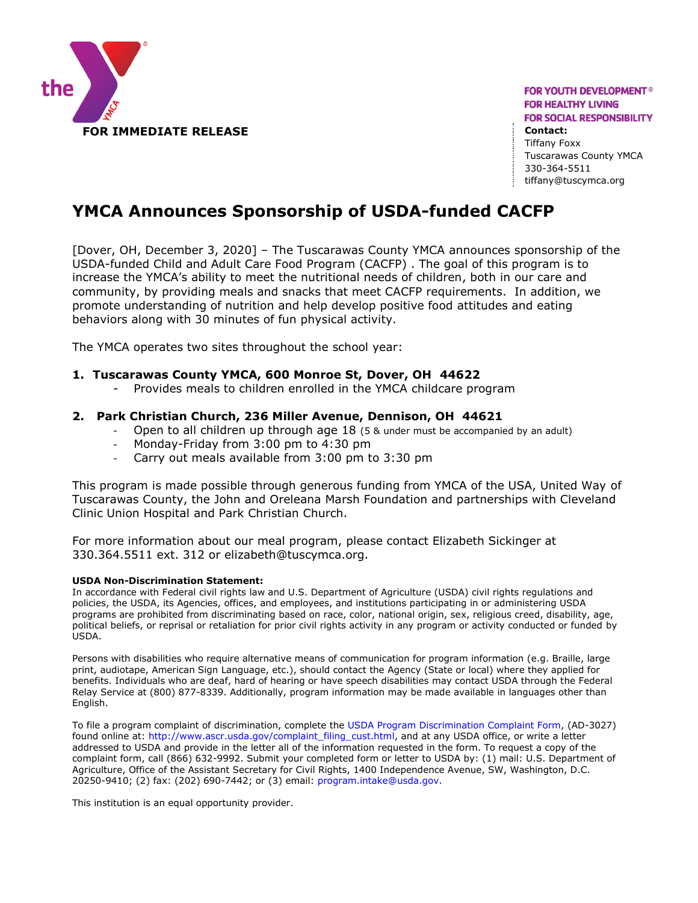**FOR IMMEDIATE RELEASE**

FOR YOUTH DEVELOPMENT®
FOR HEALTHY LIVING
FOR SOCIAL RESPONSIBILITY

**Contact:**
Tiffany Foxx
Tuscarawas County YMCA
330-364-5511
tiffany@tuscymca.org

# YMCA Announces Sponsorship of USDA-funded CACFP

[Dover, OH, December 3, 2020] – The Tuscarawas County YMCA announces sponsorship of the USDA-funded Child and Adult Care Food Program (CACFP) . The goal of this program is to increase the YMCA's ability to meet the nutritional needs of children, both in our care and community, by providing meals and snacks that meet CACFP requirements. In addition, we promote understanding of nutrition and help develop positive food attitudes and eating behaviors along with 30 minutes of fun physical activity.

The YMCA operates two sites throughout the school year:

1. **Tuscarawas County YMCA, 600 Monroe St, Dover, OH 44622**
   - Provides meals to children enrolled in the YMCA childcare program

2. **Park Christian Church, 236 Miller Avenue, Dennison, OH 44621**
   - Open to all children up through age 18 (5 & under must be accompanied by an adult)
   - Monday-Friday from 3:00 pm to 4:30 pm
   - Carry out meals available from 3:00 pm to 3:30 pm

This program is made possible through generous funding from YMCA of the USA, United Way of Tuscarawas County, the John and Oreleana Marsh Foundation and partnerships with Cleveland Clinic Union Hospital and Park Christian Church.

For more information about our meal program, please contact Elizabeth Sickinger at 330.364.5511 ext. 312 or elizabeth@tuscymca.org.

**USDA Non-Discrimination Statement:**
In accordance with Federal civil rights law and U.S. Department of Agriculture (USDA) civil rights regulations and policies, the USDA, its Agencies, offices, and employees, and institutions participating in or administering USDA programs are prohibited from discriminating based on race, color, national origin, sex, religious creed, disability, age, political beliefs, or reprisal or retaliation for prior civil rights activity in any program or activity conducted or funded by USDA.

Persons with disabilities who require alternative means of communication for program information (e.g. Braille, large print, audiotape, American Sign Language, etc.), should contact the Agency (State or local) where they applied for benefits. Individuals who are deaf, hard of hearing or have speech disabilities may contact USDA through the Federal Relay Service at (800) 877-8339. Additionally, program information may be made available in languages other than English.

To file a program complaint of discrimination, complete the USDA Program Discrimination Complaint Form, (AD-3027) found online at: http://www.ascr.usda.gov/complaint_filing_cust.html, and at any USDA office, or write a letter addressed to USDA and provide in the letter all of the information requested in the form. To request a copy of the complaint form, call (866) 632-9992. Submit your completed form or letter to USDA by: (1) mail: U.S. Department of Agriculture, Office of the Assistant Secretary for Civil Rights, 1400 Independence Avenue, SW, Washington, D.C. 20250-9410; (2) fax: (202) 690-7442; or (3) email: program.intake@usda.gov.

This institution is an equal opportunity provider.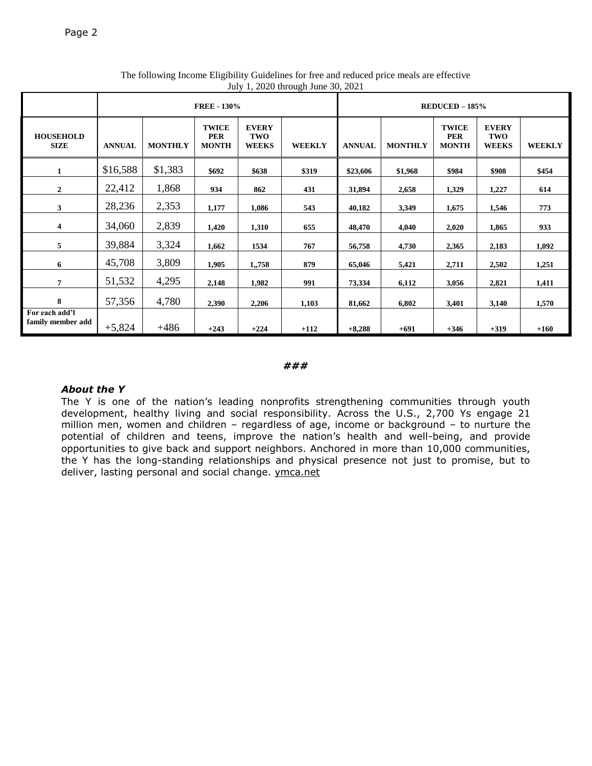The following Income Eligibility Guidelines for free and reduced price meals are effective July 1, 2020 through June 30, 2021

| | FREE - 130% | | | | | REDUCED – 185% | | | | |
|---|---|---|---|---|---|---|---|---|---|---|
| **HOUSEHOLD SIZE** | **ANNUAL** | **MONTHLY** | **TWICE PER MONTH** | **EVERY TWO WEEKS** | **WEEKLY** | **ANNUAL** | **MONTHLY** | **TWICE PER MONTH** | **EVERY TWO WEEKS** | **WEEKLY** |
| **1** | $16,588 | $1,383 | **$692** | **$638** | **$319** | **$23,606** | **$1,968** | **$984** | **$908** | **$454** |
| **2** | 22,412 | 1,868 | **934** | **862** | **431** | **31,894** | **2,658** | **1,329** | **1,227** | **614** |
| **3** | 28,236 | 2,353 | **1,177** | **1,086** | **543** | **40,182** | **3,349** | **1,675** | **1,546** | **773** |
| **4** | 34,060 | 2,839 | **1,420** | **1,310** | **655** | **48,470** | **4,040** | **2,020** | **1,865** | **933** |
| **5** | 39,884 | 3,324 | **1,662** | **1534** | **767** | **56,758** | **4,730** | **2,365** | **2,183** | **1,092** |
| **6** | 45,708 | 3,809 | **1,905** | **1,,758** | **879** | **65,046** | **5,421** | **2,711** | **2,502** | **1,251** |
| **7** | 51,532 | 4,295 | **2,148** | **1,982** | **991** | **73,334** | **6,112** | **3,056** | **2,821** | **1,411** |
| **8** | 57,356 | 4,780 | **2,390** | **2,206** | **1,103** | **81,662** | **6,802** | **3,401** | **3,140** | **1,570** |
| **For each add'l family member add** | +5,824 | +486 | **+243** | **+224** | **+112** | **+8,288** | **+691** | **+346** | **+319** | **+160** |

***###***

***About the Y***

The Y is one of the nation's leading nonprofits strengthening communities through youth development, healthy living and social responsibility. Across the U.S., 2,700 Ys engage 21 million men, women and children – regardless of age, income or background – to nurture the potential of children and teens, improve the nation's health and well-being, and provide opportunities to give back and support neighbors. Anchored in more than 10,000 communities, the Y has the long-standing relationships and physical presence not just to promise, but to deliver, lasting personal and social change. ymca.net